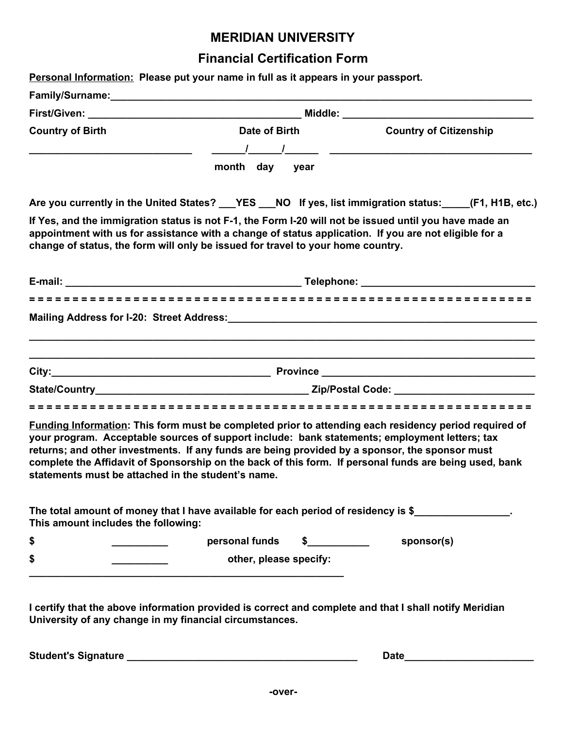# MERIDIAN UNIVERSITY

## Financial Certification Form

**Personal Information:** Please put your name in full as it appears in your passport.

**Family/Surname:**_______________________________________________________________________________

**First/Given:** ______________________________________ **Middle:** ___________________________________

**Country of Birth** | **Date of Birth** | **Country of Citizenship**

_____________________________ ______/______/______ ____________________________________

month day year

**Are you currently in the United States? ___YES ___NO If yes, list immigration status:_____(F1, H1B, etc.)**

**If Yes, and the immigration status is not F-1, the Form I-20 will not be issued until you have made an appointment with us for assistance with a change of status application. If you are not eligible for a change of status, the form will only be issued for travel to your home country.**

**E-mail:** ___________________________________________ **Telephone:** _______________________________

= = = = = = = = = = = = = = = = = = = = = = = = = = = = = = = = = = = = = = = = = = = = = = = = = = = = = = = = = = = =

**Mailing Address for I-20: Street Address:**_________________________________________________________

______________________________________________________________________________________________

______________________________________________________________________________________________

**City:**________________________________________ **Province** _______________________________________

**State/Country**______________________________________ **Zip/Postal Code:** _________________________

= = = = = = = = = = = = = = = = = = = = = = = = = = = = = = = = = = = = = = = = = = = = = = = = = = = = = = = = = = = =

**Funding Information: This form must be completed prior to attending each residency period required of your program. Acceptable sources of support include: bank statements; employment letters; tax returns; and other investments. If any funds are being provided by a sponsor, the sponsor must complete the Affidavit of Sponsorship on the back of this form. If personal funds are being used, bank statements must be attached in the student's name.**

**The total amount of money that I have available for each period of residency is $_________________. This amount includes the following:**

**$ __________ personal funds $___________ sponsor(s)**

**$ __________ other, please specify:**

_________________________________________________________

**I certify that the above information provided is correct and complete and that I shall notify Meridian University of any change in my financial circumstances.**

**Student's Signature** __________________________________________ **Date**_______________________

**-over-**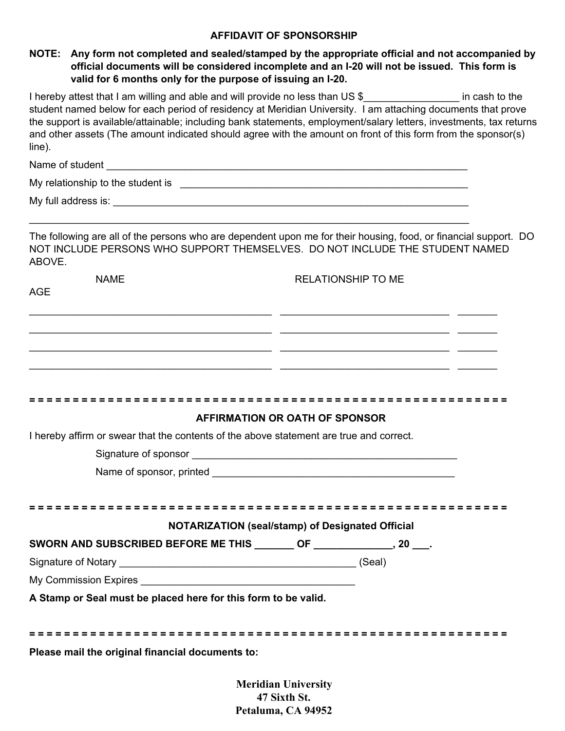## AFFIDAVIT OF SPONSORSHIP

**NOTE: Any form not completed and sealed/stamped by the appropriate official and not accompanied by official documents will be considered incomplete and an I-20 will not be issued. This form is valid for 6 months only for the purpose of issuing an I-20.**

I hereby attest that I am willing and able and will provide no less than US $_________________ in cash to the student named below for each period of residency at Meridian University. I am attaching documents that prove the support is available/attainable; including bank statements, employment/salary letters, investments, tax returns and other assets (The amount indicated should agree with the amount on front of this form from the sponsor(s) line).

Name of student ___________________________________________________________________

My relationship to the student is ______________________________________________________

My full address is: ___________________________________________________________________

_____________________________________________________________________________________

The following are all of the persons who are dependent upon me for their housing, food, or financial support. DO NOT INCLUDE PERSONS WHO SUPPORT THEMSELVES. DO NOT INCLUDE THE STUDENT NAMED ABOVE.

| NAME | RELATIONSHIP TO ME | AGE |
|---|---|---|
| | | |
| | | |
| | | |
| | | |

= = = = = = = = = = = = = = = = = = = = = = = = = = = = = = = = = = = = = = = = = = = = = = = = = = = = = = = = = = = =

### AFFIRMATION OR OATH OF SPONSOR

I hereby affirm or swear that the contents of the above statement are true and correct.

Signature of sponsor __________________________________________________

Name of sponsor, printed _____________________________________________

= = = = = = = = = = = = = = = = = = = = = = = = = = = = = = = = = = = = = = = = = = = = = = = = = = = = = = = = = = = =

### NOTARIZATION (seal/stamp) of Designated Official

**SWORN AND SUBSCRIBED BEFORE ME THIS _______ OF ______________, 20 ___.**

Signature of Notary ____________________________________________ (Seal)

My Commission Expires ________________________________________

**A Stamp or Seal must be placed here for this form to be valid.**

= = = = = = = = = = = = = = = = = = = = = = = = = = = = = = = = = = = = = = = = = = = = = = = = = = = = = = = = = = = =

**Please mail the original financial documents to:**

**Meridian University**
**47 Sixth St.**
**Petaluma, CA 94952**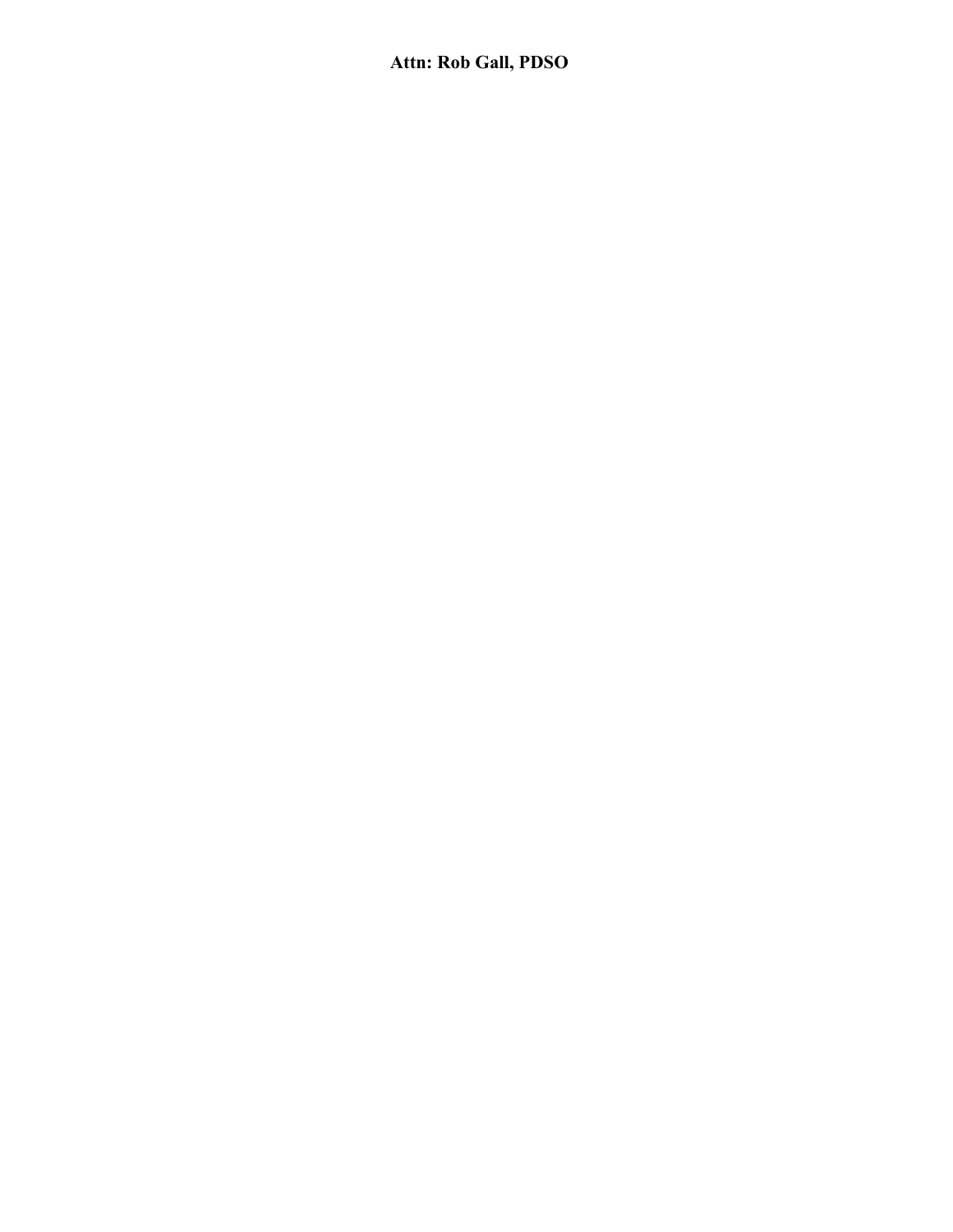**Attn: Rob Gall, PDSO**